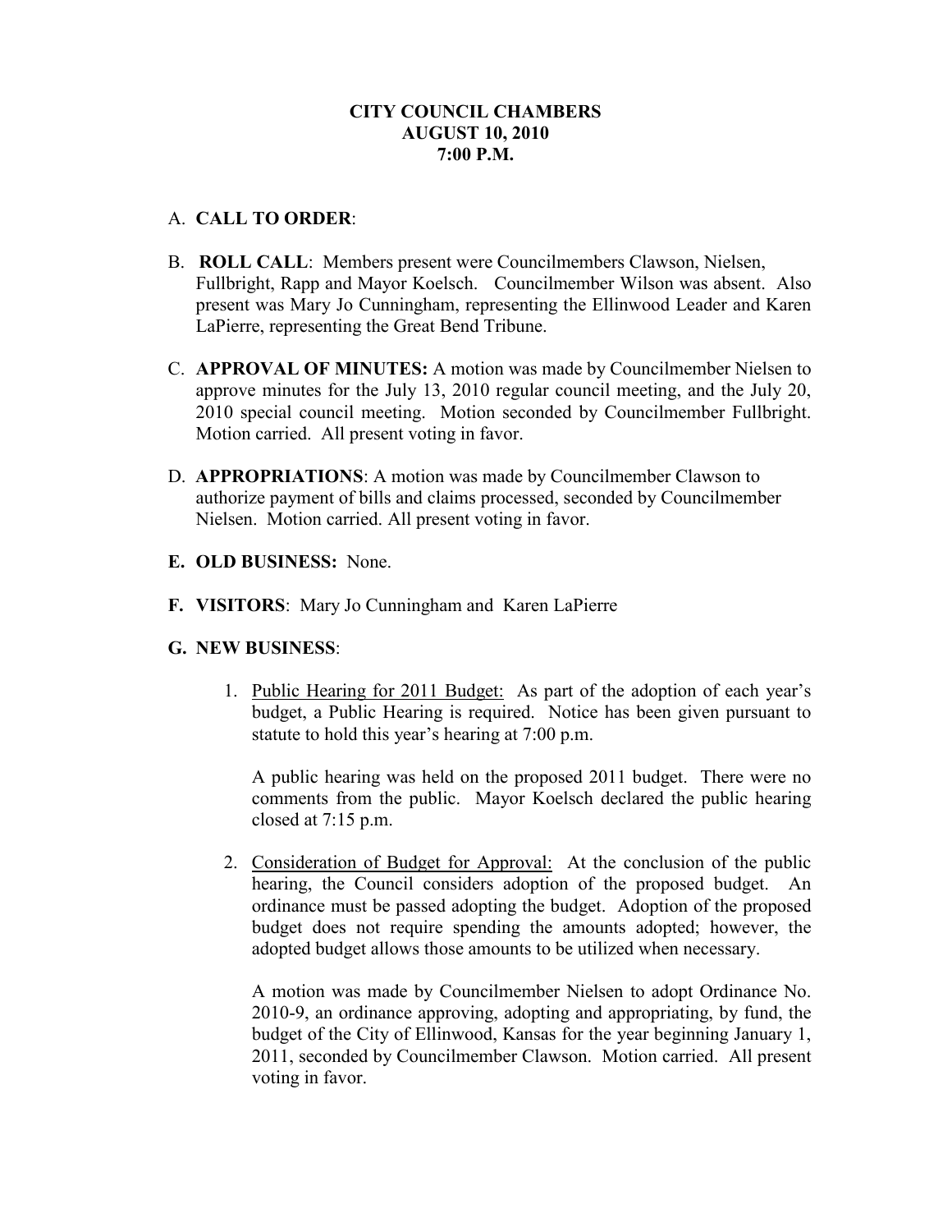**CITY COUNCIL CHAMBERS**
**AUGUST 10, 2010**
**7:00 P.M.**

A. **CALL TO ORDER**:

B. **ROLL CALL**: Members present were Councilmembers Clawson, Nielsen, Fullbright, Rapp and Mayor Koelsch. Councilmember Wilson was absent. Also present was Mary Jo Cunningham, representing the Ellinwood Leader and Karen LaPierre, representing the Great Bend Tribune.

C. **APPROVAL OF MINUTES:** A motion was made by Councilmember Nielsen to approve minutes for the July 13, 2010 regular council meeting, and the July 20, 2010 special council meeting. Motion seconded by Councilmember Fullbright. Motion carried. All present voting in favor.

D. **APPROPRIATIONS**: A motion was made by Councilmember Clawson to authorize payment of bills and claims processed, seconded by Councilmember Nielsen. Motion carried. All present voting in favor.

**E. OLD BUSINESS:** None.

**F. VISITORS**: Mary Jo Cunningham and Karen LaPierre

**G. NEW BUSINESS**:

1. Public Hearing for 2011 Budget: As part of the adoption of each year's budget, a Public Hearing is required. Notice has been given pursuant to statute to hold this year's hearing at 7:00 p.m.

   A public hearing was held on the proposed 2011 budget. There were no comments from the public. Mayor Koelsch declared the public hearing closed at 7:15 p.m.

2. Consideration of Budget for Approval: At the conclusion of the public hearing, the Council considers adoption of the proposed budget. An ordinance must be passed adopting the budget. Adoption of the proposed budget does not require spending the amounts adopted; however, the adopted budget allows those amounts to be utilized when necessary.

   A motion was made by Councilmember Nielsen to adopt Ordinance No. 2010-9, an ordinance approving, adopting and appropriating, by fund, the budget of the City of Ellinwood, Kansas for the year beginning January 1, 2011, seconded by Councilmember Clawson. Motion carried. All present voting in favor.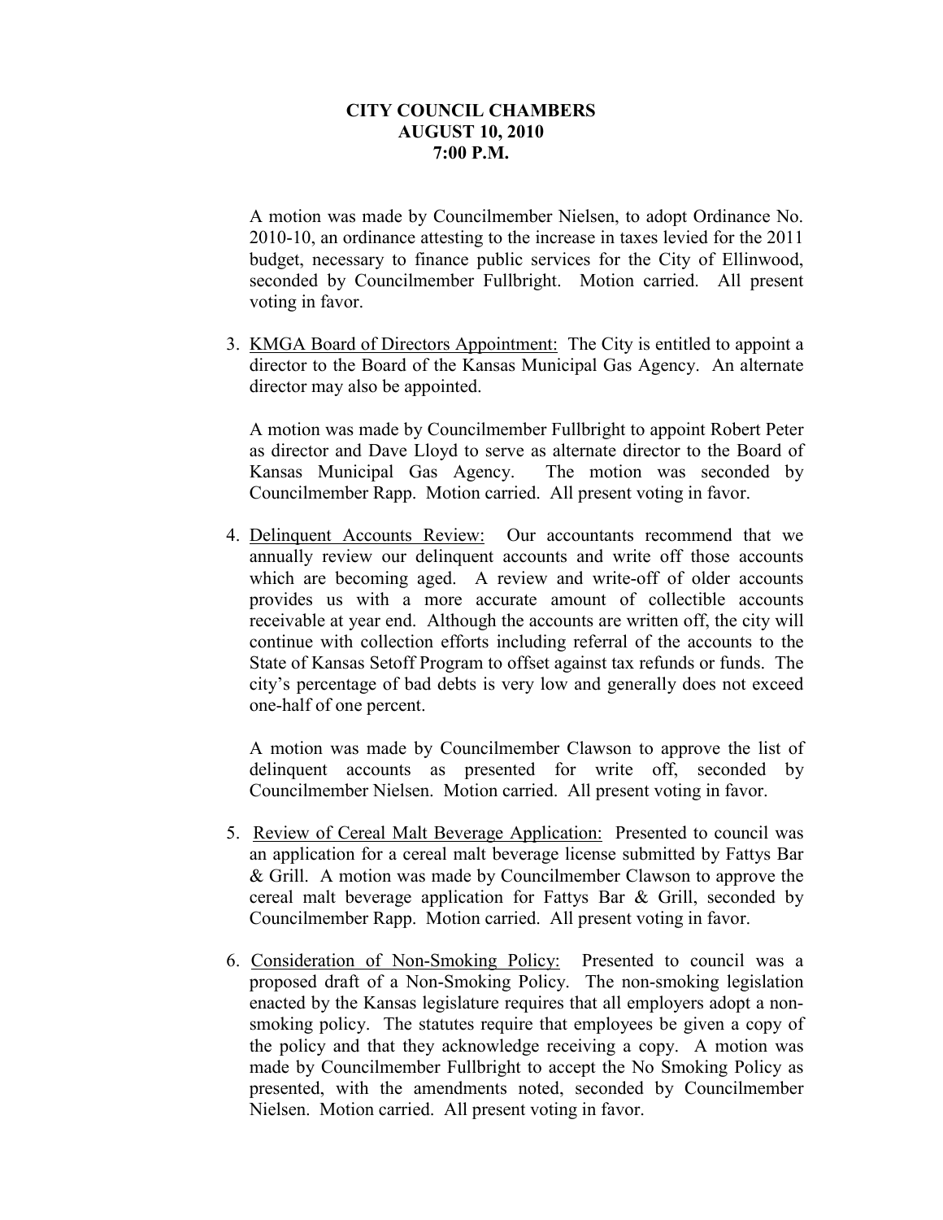**CITY COUNCIL CHAMBERS**
**AUGUST 10, 2010**
**7:00 P.M.**

A motion was made by Councilmember Nielsen, to adopt Ordinance No. 2010-10, an ordinance attesting to the increase in taxes levied for the 2011 budget, necessary to finance public services for the City of Ellinwood, seconded by Councilmember Fullbright. Motion carried. All present voting in favor.

3. <u>KMGA Board of Directors Appointment:</u> The City is entitled to appoint a director to the Board of the Kansas Municipal Gas Agency. An alternate director may also be appointed.

   A motion was made by Councilmember Fullbright to appoint Robert Peter as director and Dave Lloyd to serve as alternate director to the Board of Kansas Municipal Gas Agency. The motion was seconded by Councilmember Rapp. Motion carried. All present voting in favor.

4. <u>Delinquent Accounts Review:</u> Our accountants recommend that we annually review our delinquent accounts and write off those accounts which are becoming aged. A review and write-off of older accounts provides us with a more accurate amount of collectible accounts receivable at year end. Although the accounts are written off, the city will continue with collection efforts including referral of the accounts to the State of Kansas Setoff Program to offset against tax refunds or funds. The city's percentage of bad debts is very low and generally does not exceed one-half of one percent.

   A motion was made by Councilmember Clawson to approve the list of delinquent accounts as presented for write off, seconded by Councilmember Nielsen. Motion carried. All present voting in favor.

5. <u>Review of Cereal Malt Beverage Application:</u> Presented to council was an application for a cereal malt beverage license submitted by Fattys Bar & Grill. A motion was made by Councilmember Clawson to approve the cereal malt beverage application for Fattys Bar & Grill, seconded by Councilmember Rapp. Motion carried. All present voting in favor.

6. <u>Consideration of Non-Smoking Policy:</u> Presented to council was a proposed draft of a Non-Smoking Policy. The non-smoking legislation enacted by the Kansas legislature requires that all employers adopt a non-smoking policy. The statutes require that employees be given a copy of the policy and that they acknowledge receiving a copy. A motion was made by Councilmember Fullbright to accept the No Smoking Policy as presented, with the amendments noted, seconded by Councilmember Nielsen. Motion carried. All present voting in favor.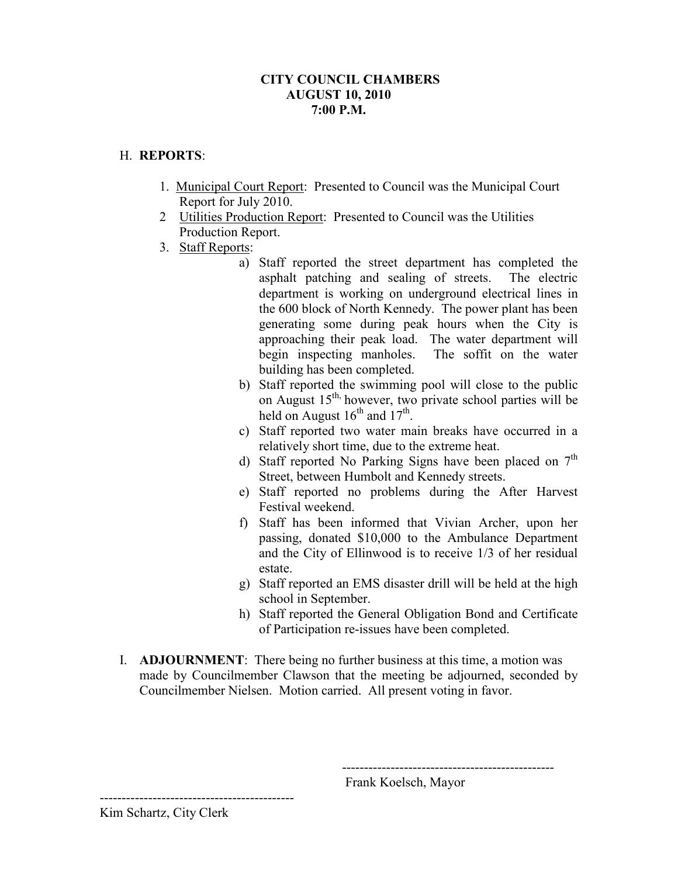**CITY COUNCIL CHAMBERS**
**AUGUST 10, 2010**
**7:00 P.M.**

H. **REPORTS**:

1. Municipal Court Report: Presented to Council was the Municipal Court Report for July 2010.
2. Utilities Production Report: Presented to Council was the Utilities Production Report.
3. Staff Reports:
   a) Staff reported the street department has completed the asphalt patching and sealing of streets. The electric department is working on underground electrical lines in the 600 block of North Kennedy. The power plant has been generating some during peak hours when the City is approaching their peak load. The water department will begin inspecting manholes. The soffit on the water building has been completed.
   b) Staff reported the swimming pool will close to the public on August 15th, however, two private school parties will be held on August 16th and 17th.
   c) Staff reported two water main breaks have occurred in a relatively short time, due to the extreme heat.
   d) Staff reported No Parking Signs have been placed on 7th Street, between Humbolt and Kennedy streets.
   e) Staff reported no problems during the After Harvest Festival weekend.
   f) Staff has been informed that Vivian Archer, upon her passing, donated $10,000 to the Ambulance Department and the City of Ellinwood is to receive 1/3 of her residual estate.
   g) Staff reported an EMS disaster drill will be held at the high school in September.
   h) Staff reported the General Obligation Bond and Certificate of Participation re-issues have been completed.

I. **ADJOURNMENT**: There being no further business at this time, a motion was made by Councilmember Clawson that the meeting be adjourned, seconded by Councilmember Nielsen. Motion carried. All present voting in favor.

-----------------------------------------------
Frank Koelsch, Mayor

--------------------------------------------
Kim Schartz, City Clerk